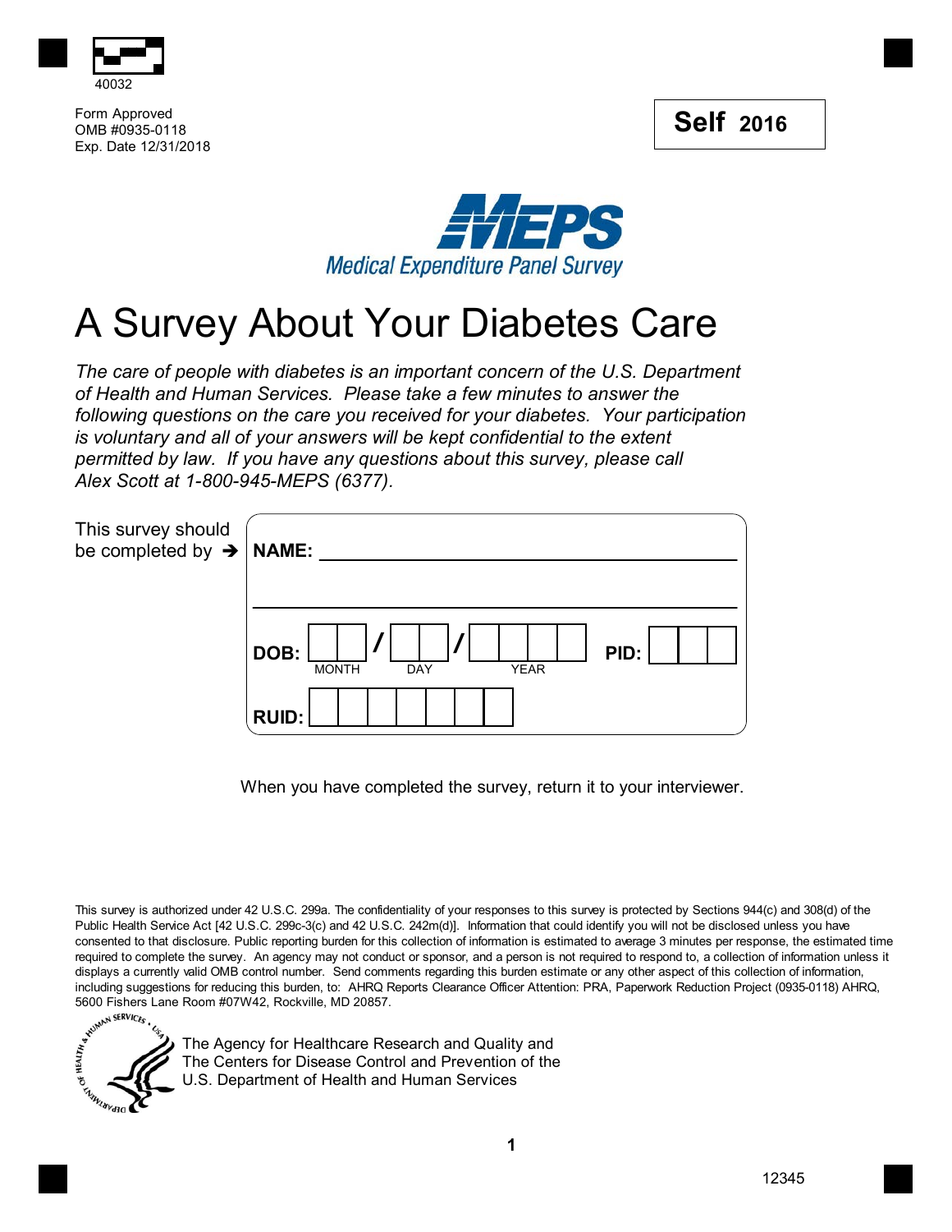40032

Form Approved
OMB #0935-0118
Exp. Date 12/31/2018

**Self 2016**

MEPS
*Medical Expenditure Panel Survey*

# A Survey About Your Diabetes Care

*The care of people with diabetes is an important concern of the U.S. Department of Health and Human Services. Please take a few minutes to answer the following questions on the care you received for your diabetes. Your participation is voluntary and all of your answers will be kept confidential to the extent permitted by law. If you have any questions about this survey, please call Alex Scott at 1-800-945-MEPS (6377).*

This survey should be completed by ➔

**NAME:** ______________________________

______________________________

**DOB:** __ __ / __ __ / __ __ __ __ (MONTH / DAY / YEAR) **PID:** __ __ __

**RUID:** __ __ __ __ __ __ __

When you have completed the survey, return it to your interviewer.

This survey is authorized under 42 U.S.C. 299a. The confidentiality of your responses to this survey is protected by Sections 944(c) and 308(d) of the Public Health Service Act [42 U.S.C. 299c-3(c) and 42 U.S.C. 242m(d)]. Information that could identify you will not be disclosed unless you have consented to that disclosure. Public reporting burden for this collection of information is estimated to average 3 minutes per response, the estimated time required to complete the survey. An agency may not conduct or sponsor, and a person is not required to respond to, a collection of information unless it displays a currently valid OMB control number. Send comments regarding this burden estimate or any other aspect of this collection of information, including suggestions for reducing this burden, to: AHRQ Reports Clearance Officer Attention: PRA, Paperwork Reduction Project (0935-0118) AHRQ, 5600 Fishers Lane Room #07W42, Rockville, MD 20857.

The Agency for Healthcare Research and Quality and
The Centers for Disease Control and Prevention of the
U.S. Department of Health and Human Services

12345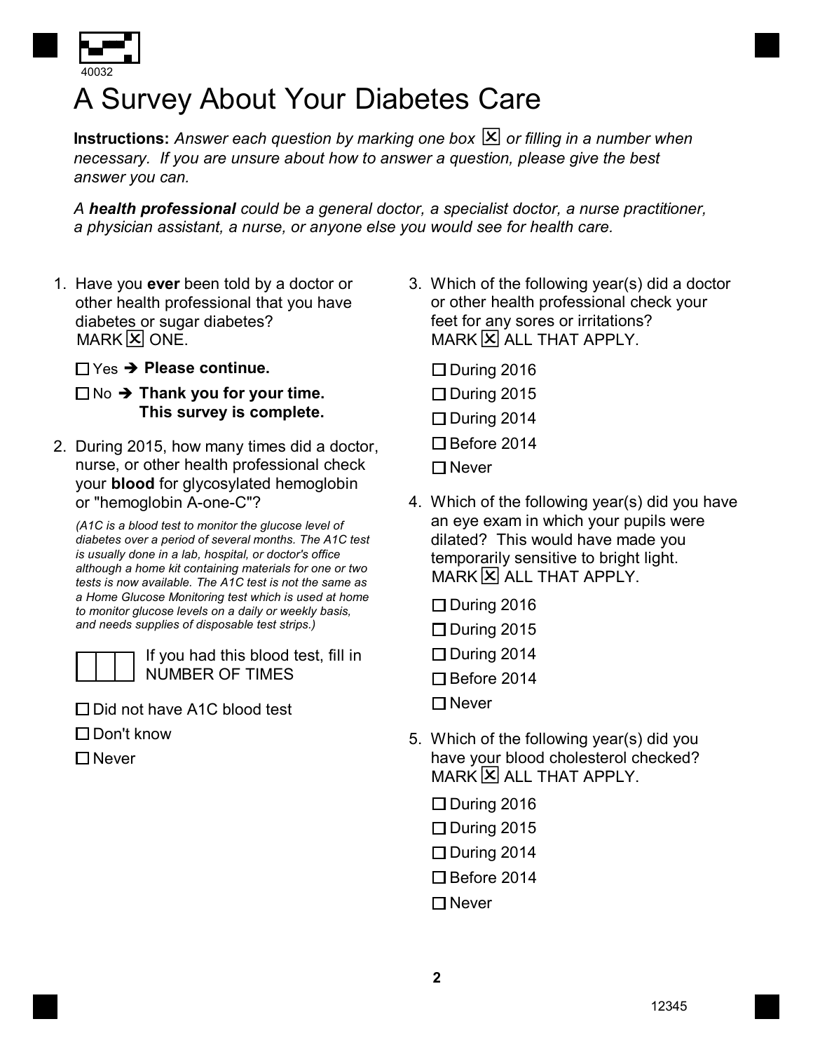# A Survey About Your Diabetes Care

**Instructions:** *Answer each question by marking one box ☒ or filling in a number when necessary. If you are unsure about how to answer a question, please give the best answer you can.*

*A **health professional** could be a general doctor, a specialist doctor, a nurse practitioner, a physician assistant, a nurse, or anyone else you would see for health care.*

1. Have you **ever** been told by a doctor or other health professional that you have diabetes or sugar diabetes? MARK ☒ ONE.

   - ☐ Yes ➔ **Please continue.**
   - ☐ No ➔ **Thank you for your time. This survey is complete.**

2. During 2015, how many times did a doctor, nurse, or other health professional check your **blood** for glycosylated hemoglobin or "hemoglobin A-one-C"?

   *(A1C is a blood test to monitor the glucose level of diabetes over a period of several months. The A1C test is usually done in a lab, hospital, or doctor's office although a home kit containing materials for one or two tests is now available. The A1C test is not the same as a Home Glucose Monitoring test which is used at home to monitor glucose levels on a daily or weekly basis, and needs supplies of disposable test strips.)*

   ☐☐☐ If you had this blood test, fill in NUMBER OF TIMES

   - ☐ Did not have A1C blood test
   - ☐ Don't know
   - ☐ Never

3. Which of the following year(s) did a doctor or other health professional check your feet for any sores or irritations? MARK ☒ ALL THAT APPLY.

   - ☐ During 2016
   - ☐ During 2015
   - ☐ During 2014
   - ☐ Before 2014
   - ☐ Never

4. Which of the following year(s) did you have an eye exam in which your pupils were dilated? This would have made you temporarily sensitive to bright light. MARK ☒ ALL THAT APPLY.

   - ☐ During 2016
   - ☐ During 2015
   - ☐ During 2014
   - ☐ Before 2014
   - ☐ Never

5. Which of the following year(s) did you have your blood cholesterol checked? MARK ☒ ALL THAT APPLY.

   - ☐ During 2016
   - ☐ During 2015
   - ☐ During 2014
   - ☐ Before 2014
   - ☐ Never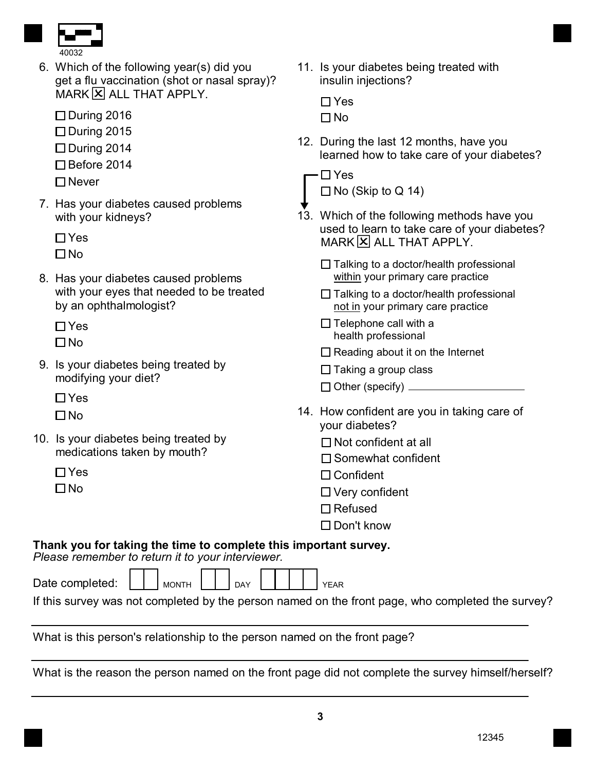6. Which of the following year(s) did you get a flu vaccination (shot or nasal spray)? MARK ☒ ALL THAT APPLY.

   - ☐ During 2016
   - ☐ During 2015
   - ☐ During 2014
   - ☐ Before 2014
   - ☐ Never

7. Has your diabetes caused problems with your kidneys?

   - ☐ Yes
   - ☐ No

8. Has your diabetes caused problems with your eyes that needed to be treated by an ophthalmologist?

   - ☐ Yes
   - ☐ No

9. Is your diabetes being treated by modifying your diet?

   - ☐ Yes
   - ☐ No

10. Is your diabetes being treated by medications taken by mouth?

    - ☐ Yes
    - ☐ No

11. Is your diabetes being treated with insulin injections?

    - ☐ Yes
    - ☐ No

12. During the last 12 months, have you learned how to take care of your diabetes?

    - ☐ Yes
    - ☐ No (Skip to Q 14)

13. Which of the following methods have you used to learn to take care of your diabetes? MARK ☒ ALL THAT APPLY.

    - ☐ Talking to a doctor/health professional <u>within</u> your primary care practice
    - ☐ Talking to a doctor/health professional <u>not in</u> your primary care practice
    - ☐ Telephone call with a health professional
    - ☐ Reading about it on the Internet
    - ☐ Taking a group class
    - ☐ Other (specify) ____________________

14. How confident are you in taking care of your diabetes?

    - ☐ Not confident at all
    - ☐ Somewhat confident
    - ☐ Confident
    - ☐ Very confident
    - ☐ Refused
    - ☐ Don't know

**Thank you for taking the time to complete this important survey.**
*Please remember to return it to your interviewer.*

Date completed: ☐☐ MONTH ☐☐ DAY ☐☐☐☐ YEAR

If this survey was not completed by the person named on the front page, who completed the survey?

______________________________________________

What is this person's relationship to the person named on the front page?

______________________________________________

What is the reason the person named on the front page did not complete the survey himself/herself?

______________________________________________